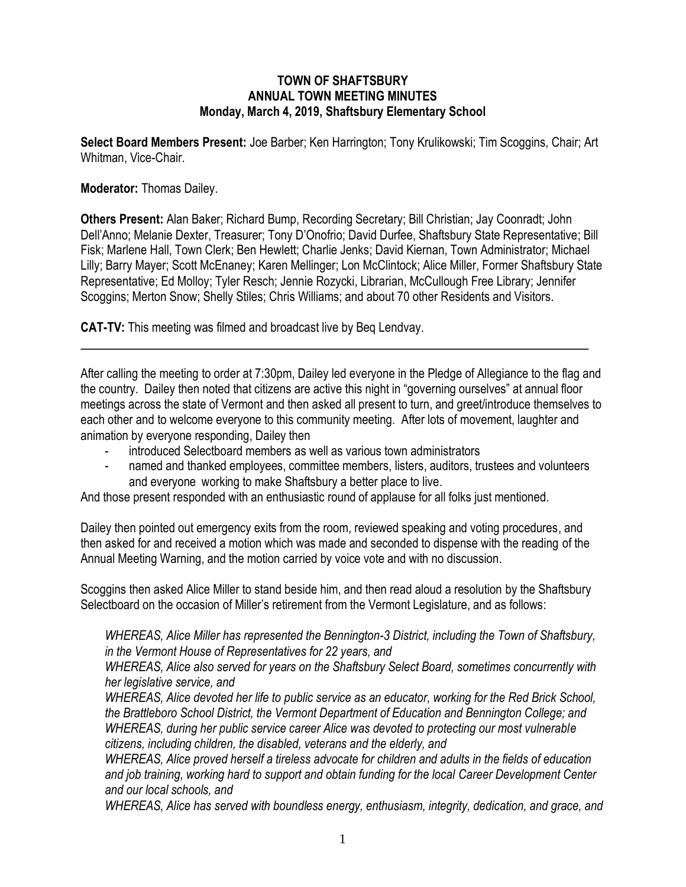**TOWN OF SHAFTSBURY**
**ANNUAL TOWN MEETING MINUTES**
**Monday, March 4, 2019, Shaftsbury Elementary School**

**Select Board Members Present:** Joe Barber; Ken Harrington; Tony Krulikowski; Tim Scoggins, Chair; Art Whitman, Vice-Chair.

**Moderator:** Thomas Dailey.

**Others Present:** Alan Baker; Richard Bump, Recording Secretary; Bill Christian; Jay Coonradt; John Dell'Anno; Melanie Dexter, Treasurer; Tony D'Onofrio; David Durfee, Shaftsbury State Representative; Bill Fisk; Marlene Hall, Town Clerk; Ben Hewlett; Charlie Jenks; David Kiernan, Town Administrator; Michael Lilly; Barry Mayer; Scott McEnaney; Karen Mellinger; Lon McClintock; Alice Miller, Former Shaftsbury State Representative; Ed Molloy; Tyler Resch; Jennie Rozycki, Librarian, McCullough Free Library; Jennifer Scoggins; Merton Snow; Shelly Stiles; Chris Williams; and about 70 other Residents and Visitors.

**CAT-TV:** This meeting was filmed and broadcast live by Beq Lendvay.

---

After calling the meeting to order at 7:30pm, Dailey led everyone in the Pledge of Allegiance to the flag and the country. Dailey then noted that citizens are active this night in "governing ourselves" at annual floor meetings across the state of Vermont and then asked all present to turn, and greet/introduce themselves to each other and to welcome everyone to this community meeting. After lots of movement, laughter and animation by everyone responding, Dailey then

- introduced Selectboard members as well as various town administrators
- named and thanked employees, committee members, listers, auditors, trustees and volunteers and everyone working to make Shaftsbury a better place to live.

And those present responded with an enthusiastic round of applause for all folks just mentioned.

Dailey then pointed out emergency exits from the room, reviewed speaking and voting procedures, and then asked for and received a motion which was made and seconded to dispense with the reading of the Annual Meeting Warning, and the motion carried by voice vote and with no discussion.

Scoggins then asked Alice Miller to stand beside him, and then read aloud a resolution by the Shaftsbury Selectboard on the occasion of Miller's retirement from the Vermont Legislature, and as follows:

*WHEREAS, Alice Miller has represented the Bennington-3 District, including the Town of Shaftsbury, in the Vermont House of Representatives for 22 years, and*
*WHEREAS, Alice also served for years on the Shaftsbury Select Board, sometimes concurrently with her legislative service, and*
*WHEREAS, Alice devoted her life to public service as an educator, working for the Red Brick School, the Brattleboro School District, the Vermont Department of Education and Bennington College; and*
*WHEREAS, during her public service career Alice was devoted to protecting our most vulnerable citizens, including children, the disabled, veterans and the elderly, and*
*WHEREAS, Alice proved herself a tireless advocate for children and adults in the fields of education and job training, working hard to support and obtain funding for the local Career Development Center and our local schools, and*
*WHEREAS, Alice has served with boundless energy, enthusiasm, integrity, dedication, and grace, and*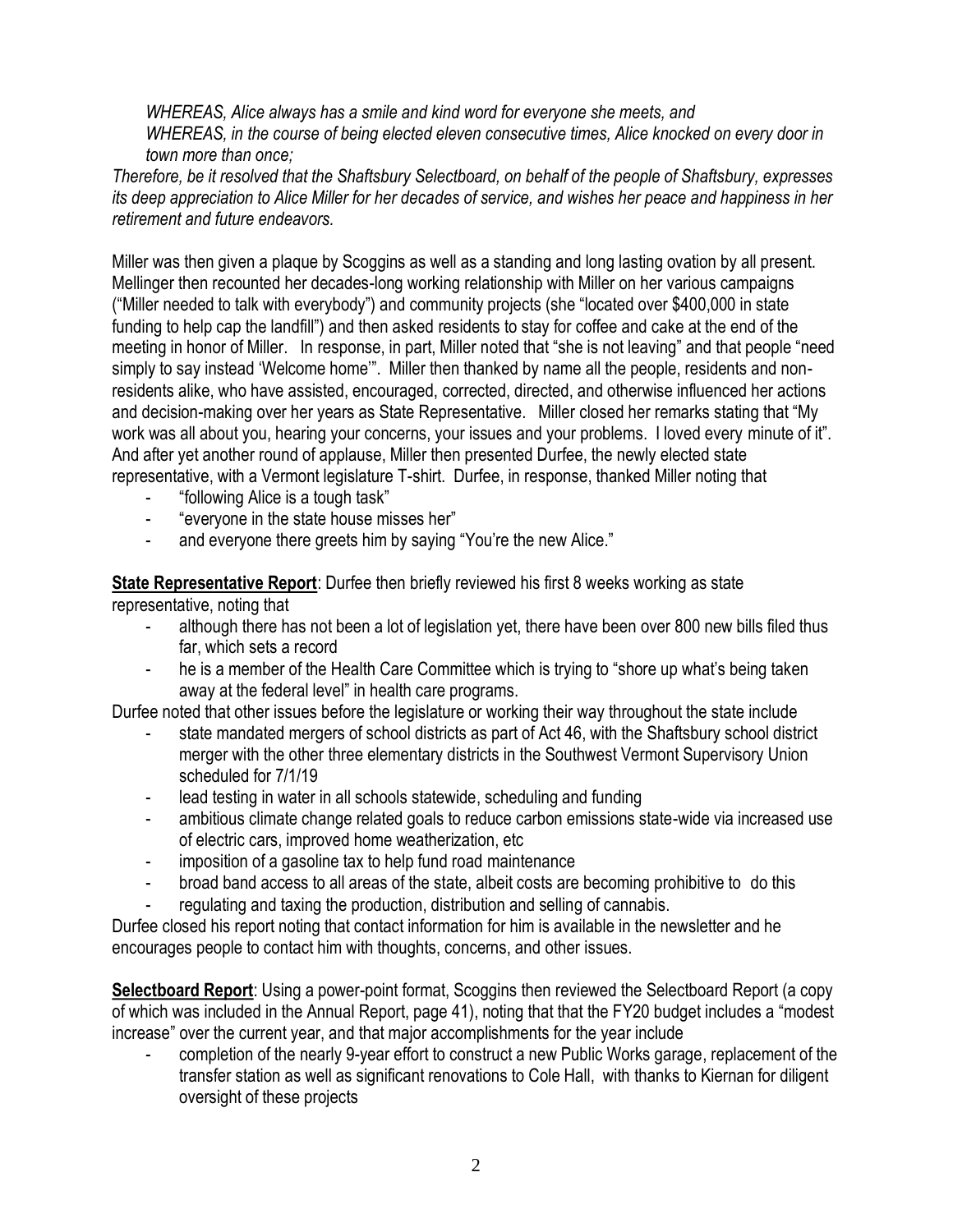*WHEREAS, Alice always has a smile and kind word for everyone she meets, and*
*WHEREAS, in the course of being elected eleven consecutive times, Alice knocked on every door in town more than once;*

*Therefore, be it resolved that the Shaftsbury Selectboard, on behalf of the people of Shaftsbury, expresses its deep appreciation to Alice Miller for her decades of service, and wishes her peace and happiness in her retirement and future endeavors.*

Miller was then given a plaque by Scoggins as well as a standing and long lasting ovation by all present. Mellinger then recounted her decades-long working relationship with Miller on her various campaigns ("Miller needed to talk with everybody") and community projects (she "located over $400,000 in state funding to help cap the landfill") and then asked residents to stay for coffee and cake at the end of the meeting in honor of Miller. In response, in part, Miller noted that "she is not leaving" and that people "need simply to say instead 'Welcome home'". Miller then thanked by name all the people, residents and non-residents alike, who have assisted, encouraged, corrected, directed, and otherwise influenced her actions and decision-making over her years as State Representative. Miller closed her remarks stating that "My work was all about you, hearing your concerns, your issues and your problems. I loved every minute of it". And after yet another round of applause, Miller then presented Durfee, the newly elected state representative, with a Vermont legislature T-shirt. Durfee, in response, thanked Miller noting that

- "following Alice is a tough task"
- "everyone in the state house misses her"
- and everyone there greets him by saying "You're the new Alice."

**State Representative Report**: Durfee then briefly reviewed his first 8 weeks working as state representative, noting that

- although there has not been a lot of legislation yet, there have been over 800 new bills filed thus far, which sets a record
- he is a member of the Health Care Committee which is trying to "shore up what's being taken away at the federal level" in health care programs.

Durfee noted that other issues before the legislature or working their way throughout the state include

- state mandated mergers of school districts as part of Act 46, with the Shaftsbury school district merger with the other three elementary districts in the Southwest Vermont Supervisory Union scheduled for 7/1/19
- lead testing in water in all schools statewide, scheduling and funding
- ambitious climate change related goals to reduce carbon emissions state-wide via increased use of electric cars, improved home weatherization, etc
- imposition of a gasoline tax to help fund road maintenance
- broad band access to all areas of the state, albeit costs are becoming prohibitive to do this
- regulating and taxing the production, distribution and selling of cannabis.

Durfee closed his report noting that contact information for him is available in the newsletter and he encourages people to contact him with thoughts, concerns, and other issues.

**Selectboard Report**: Using a power-point format, Scoggins then reviewed the Selectboard Report (a copy of which was included in the Annual Report, page 41), noting that that the FY20 budget includes a "modest increase" over the current year, and that major accomplishments for the year include

- completion of the nearly 9-year effort to construct a new Public Works garage, replacement of the transfer station as well as significant renovations to Cole Hall, with thanks to Kiernan for diligent oversight of these projects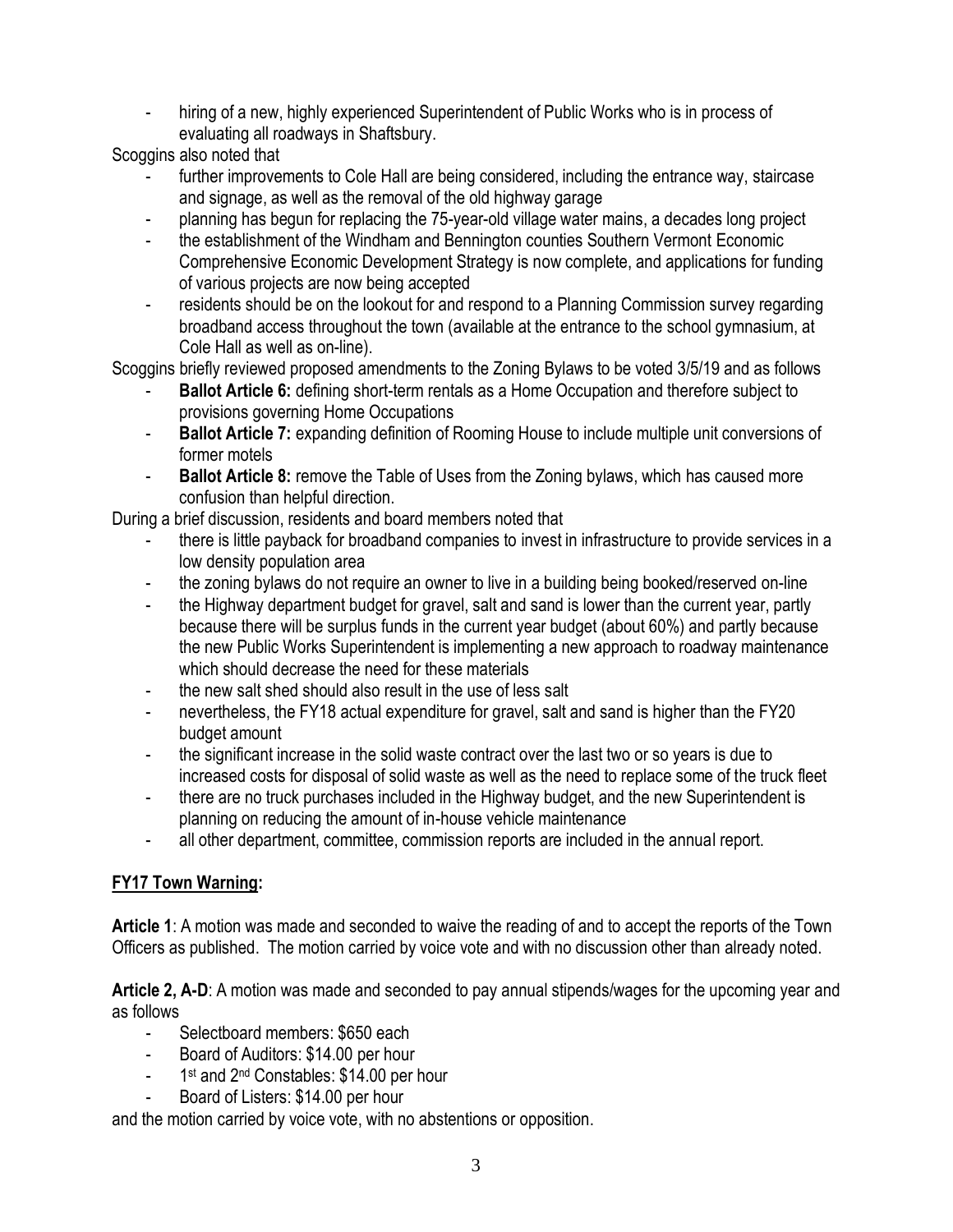- hiring of a new, highly experienced Superintendent of Public Works who is in process of evaluating all roadways in Shaftsbury.

Scoggins also noted that

- further improvements to Cole Hall are being considered, including the entrance way, staircase and signage, as well as the removal of the old highway garage
- planning has begun for replacing the 75-year-old village water mains, a decades long project
- the establishment of the Windham and Bennington counties Southern Vermont Economic Comprehensive Economic Development Strategy is now complete, and applications for funding of various projects are now being accepted
- residents should be on the lookout for and respond to a Planning Commission survey regarding broadband access throughout the town (available at the entrance to the school gymnasium, at Cole Hall as well as on-line).

Scoggins briefly reviewed proposed amendments to the Zoning Bylaws to be voted 3/5/19 and as follows

- **Ballot Article 6:** defining short-term rentals as a Home Occupation and therefore subject to provisions governing Home Occupations
- **Ballot Article 7:** expanding definition of Rooming House to include multiple unit conversions of former motels
- **Ballot Article 8:** remove the Table of Uses from the Zoning bylaws, which has caused more confusion than helpful direction.

During a brief discussion, residents and board members noted that

- there is little payback for broadband companies to invest in infrastructure to provide services in a low density population area
- the zoning bylaws do not require an owner to live in a building being booked/reserved on-line
- the Highway department budget for gravel, salt and sand is lower than the current year, partly because there will be surplus funds in the current year budget (about 60%) and partly because the new Public Works Superintendent is implementing a new approach to roadway maintenance which should decrease the need for these materials
- the new salt shed should also result in the use of less salt
- nevertheless, the FY18 actual expenditure for gravel, salt and sand is higher than the FY20 budget amount
- the significant increase in the solid waste contract over the last two or so years is due to increased costs for disposal of solid waste as well as the need to replace some of the truck fleet
- there are no truck purchases included in the Highway budget, and the new Superintendent is planning on reducing the amount of in-house vehicle maintenance
- all other department, committee, commission reports are included in the annual report.

## FY17 Town Warning:

**Article 1**: A motion was made and seconded to waive the reading of and to accept the reports of the Town Officers as published. The motion carried by voice vote and with no discussion other than already noted.

**Article 2, A-D**: A motion was made and seconded to pay annual stipends/wages for the upcoming year and as follows

- Selectboard members: $650 each
- Board of Auditors: $14.00 per hour
- 1st and 2nd Constables: $14.00 per hour
- Board of Listers: $14.00 per hour

and the motion carried by voice vote, with no abstentions or opposition.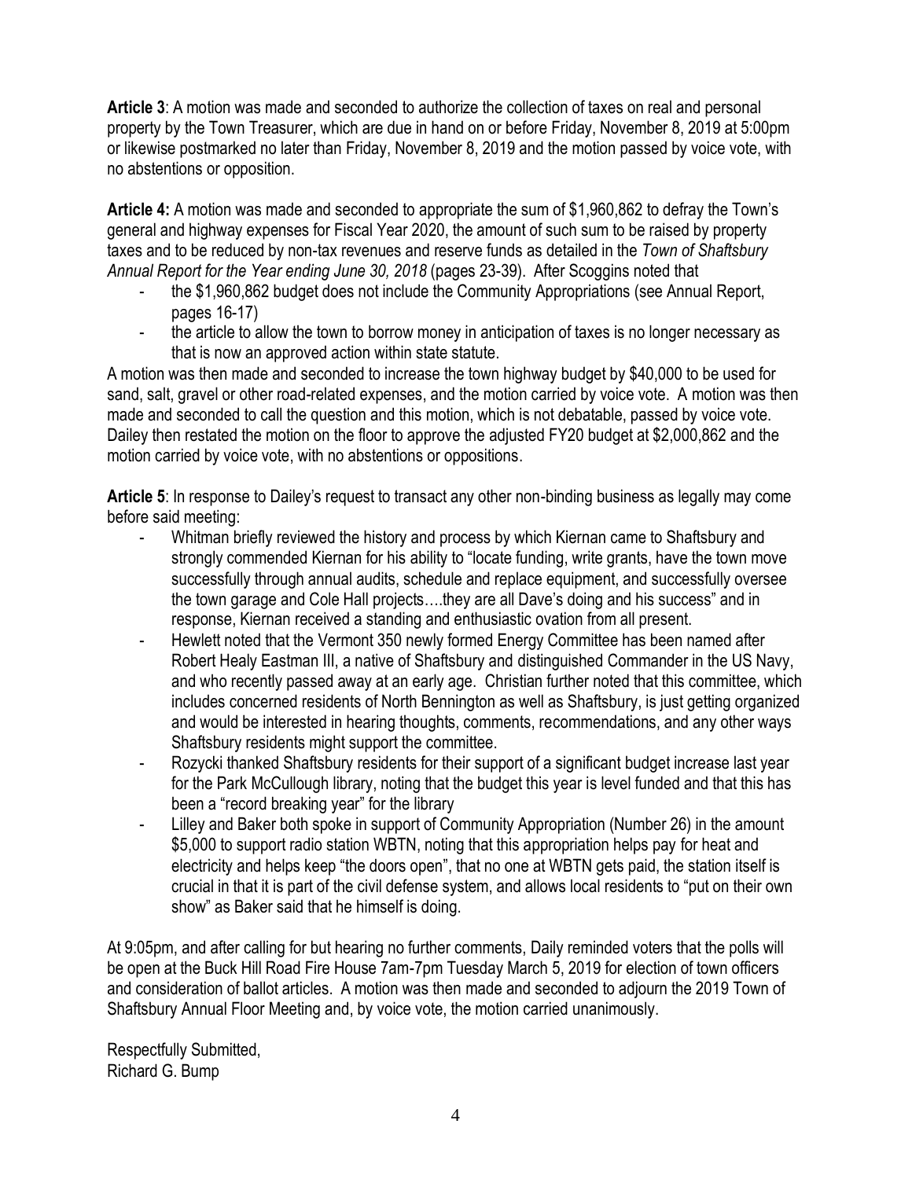**Article 3**: A motion was made and seconded to authorize the collection of taxes on real and personal property by the Town Treasurer, which are due in hand on or before Friday, November 8, 2019 at 5:00pm or likewise postmarked no later than Friday, November 8, 2019 and the motion passed by voice vote, with no abstentions or opposition.

**Article 4:** A motion was made and seconded to appropriate the sum of $1,960,862 to defray the Town's general and highway expenses for Fiscal Year 2020, the amount of such sum to be raised by property taxes and to be reduced by non-tax revenues and reserve funds as detailed in the *Town of Shaftsbury Annual Report for the Year ending June 30, 2018* (pages 23-39). After Scoggins noted that

- the $1,960,862 budget does not include the Community Appropriations (see Annual Report, pages 16-17)
- the article to allow the town to borrow money in anticipation of taxes is no longer necessary as that is now an approved action within state statute.

A motion was then made and seconded to increase the town highway budget by $40,000 to be used for sand, salt, gravel or other road-related expenses, and the motion carried by voice vote. A motion was then made and seconded to call the question and this motion, which is not debatable, passed by voice vote. Dailey then restated the motion on the floor to approve the adjusted FY20 budget at $2,000,862 and the motion carried by voice vote, with no abstentions or oppositions.

**Article 5**: In response to Dailey's request to transact any other non-binding business as legally may come before said meeting:

- Whitman briefly reviewed the history and process by which Kiernan came to Shaftsbury and strongly commended Kiernan for his ability to "locate funding, write grants, have the town move successfully through annual audits, schedule and replace equipment, and successfully oversee the town garage and Cole Hall projects….they are all Dave's doing and his success" and in response, Kiernan received a standing and enthusiastic ovation from all present.
- Hewlett noted that the Vermont 350 newly formed Energy Committee has been named after Robert Healy Eastman III, a native of Shaftsbury and distinguished Commander in the US Navy, and who recently passed away at an early age. Christian further noted that this committee, which includes concerned residents of North Bennington as well as Shaftsbury, is just getting organized and would be interested in hearing thoughts, comments, recommendations, and any other ways Shaftsbury residents might support the committee.
- Rozycki thanked Shaftsbury residents for their support of a significant budget increase last year for the Park McCullough library, noting that the budget this year is level funded and that this has been a "record breaking year" for the library
- Lilley and Baker both spoke in support of Community Appropriation (Number 26) in the amount $5,000 to support radio station WBTN, noting that this appropriation helps pay for heat and electricity and helps keep "the doors open", that no one at WBTN gets paid, the station itself is crucial in that it is part of the civil defense system, and allows local residents to "put on their own show" as Baker said that he himself is doing.

At 9:05pm, and after calling for but hearing no further comments, Daily reminded voters that the polls will be open at the Buck Hill Road Fire House 7am-7pm Tuesday March 5, 2019 for election of town officers and consideration of ballot articles. A motion was then made and seconded to adjourn the 2019 Town of Shaftsbury Annual Floor Meeting and, by voice vote, the motion carried unanimously.

Respectfully Submitted,
Richard G. Bump